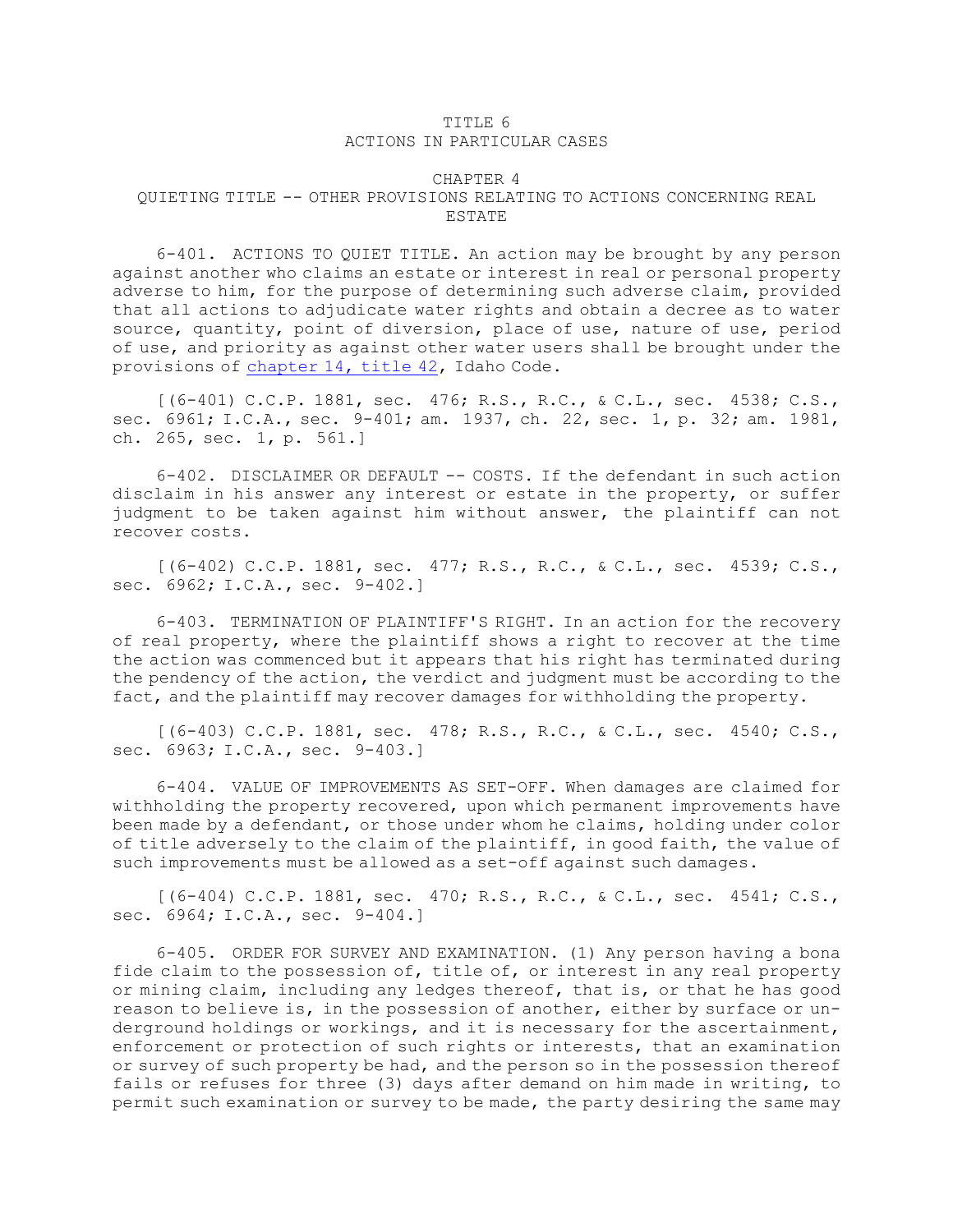# TITLE 6
# ACTIONS IN PARTICULAR CASES

## CHAPTER 4
## QUIETING TITLE -- OTHER PROVISIONS RELATING TO ACTIONS CONCERNING REAL ESTATE

6-401. ACTIONS TO QUIET TITLE. An action may be brought by any person against another who claims an estate or interest in real or personal property adverse to him, for the purpose of determining such adverse claim, provided that all actions to adjudicate water rights and obtain a decree as to water source, quantity, point of diversion, place of use, nature of use, period of use, and priority as against other water users shall be brought under the provisions of chapter 14, title 42, Idaho Code.

[(6-401) C.C.P. 1881, sec. 476; R.S., R.C., & C.L., sec. 4538; C.S., sec. 6961; I.C.A., sec. 9-401; am. 1937, ch. 22, sec. 1, p. 32; am. 1981, ch. 265, sec. 1, p. 561.]

6-402. DISCLAIMER OR DEFAULT -- COSTS. If the defendant in such action disclaim in his answer any interest or estate in the property, or suffer judgment to be taken against him without answer, the plaintiff can not recover costs.

[(6-402) C.C.P. 1881, sec. 477; R.S., R.C., & C.L., sec. 4539; C.S., sec. 6962; I.C.A., sec. 9-402.]

6-403. TERMINATION OF PLAINTIFF'S RIGHT. In an action for the recovery of real property, where the plaintiff shows a right to recover at the time the action was commenced but it appears that his right has terminated during the pendency of the action, the verdict and judgment must be according to the fact, and the plaintiff may recover damages for withholding the property.

[(6-403) C.C.P. 1881, sec. 478; R.S., R.C., & C.L., sec. 4540; C.S., sec. 6963; I.C.A., sec. 9-403.]

6-404. VALUE OF IMPROVEMENTS AS SET-OFF. When damages are claimed for withholding the property recovered, upon which permanent improvements have been made by a defendant, or those under whom he claims, holding under color of title adversely to the claim of the plaintiff, in good faith, the value of such improvements must be allowed as a set-off against such damages.

[(6-404) C.C.P. 1881, sec. 470; R.S., R.C., & C.L., sec. 4541; C.S., sec. 6964; I.C.A., sec. 9-404.]

6-405. ORDER FOR SURVEY AND EXAMINATION. (1) Any person having a bona fide claim to the possession of, title of, or interest in any real property or mining claim, including any ledges thereof, that is, or that he has good reason to believe is, in the possession of another, either by surface or underground holdings or workings, and it is necessary for the ascertainment, enforcement or protection of such rights or interests, that an examination or survey of such property be had, and the person so in the possession thereof fails or refuses for three (3) days after demand on him made in writing, to permit such examination or survey to be made, the party desiring the same may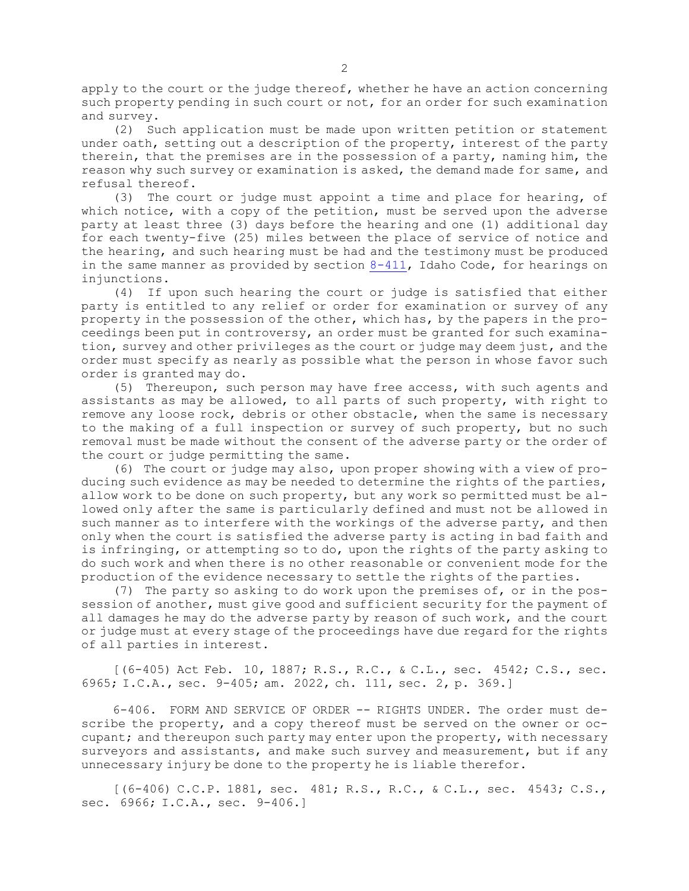apply to the court or the judge thereof, whether he have an action concerning such property pending in such court or not, for an order for such examination and survey.

(2) Such application must be made upon written petition or statement under oath, setting out a description of the property, interest of the party therein, that the premises are in the possession of a party, naming him, the reason why such survey or examination is asked, the demand made for same, and refusal thereof.

(3) The court or judge must appoint a time and place for hearing, of which notice, with a copy of the petition, must be served upon the adverse party at least three (3) days before the hearing and one (1) additional day for each twenty-five (25) miles between the place of service of notice and the hearing, and such hearing must be had and the testimony must be produced in the same manner as provided by section 8-411, Idaho Code, for hearings on injunctions.

(4) If upon such hearing the court or judge is satisfied that either party is entitled to any relief or order for examination or survey of any property in the possession of the other, which has, by the papers in the proceedings been put in controversy, an order must be granted for such examination, survey and other privileges as the court or judge may deem just, and the order must specify as nearly as possible what the person in whose favor such order is granted may do.

(5) Thereupon, such person may have free access, with such agents and assistants as may be allowed, to all parts of such property, with right to remove any loose rock, debris or other obstacle, when the same is necessary to the making of a full inspection or survey of such property, but no such removal must be made without the consent of the adverse party or the order of the court or judge permitting the same.

(6) The court or judge may also, upon proper showing with a view of producing such evidence as may be needed to determine the rights of the parties, allow work to be done on such property, but any work so permitted must be allowed only after the same is particularly defined and must not be allowed in such manner as to interfere with the workings of the adverse party, and then only when the court is satisfied the adverse party is acting in bad faith and is infringing, or attempting so to do, upon the rights of the party asking to do such work and when there is no other reasonable or convenient mode for the production of the evidence necessary to settle the rights of the parties.

(7) The party so asking to do work upon the premises of, or in the possession of another, must give good and sufficient security for the payment of all damages he may do the adverse party by reason of such work, and the court or judge must at every stage of the proceedings have due regard for the rights of all parties in interest.

[(6-405) Act Feb. 10, 1887; R.S., R.C., & C.L., sec. 4542; C.S., sec. 6965; I.C.A., sec. 9-405; am. 2022, ch. 111, sec. 2, p. 369.]

6-406. FORM AND SERVICE OF ORDER -- RIGHTS UNDER. The order must describe the property, and a copy thereof must be served on the owner or occupant; and thereupon such party may enter upon the property, with necessary surveyors and assistants, and make such survey and measurement, but if any unnecessary injury be done to the property he is liable therefor.

[(6-406) C.C.P. 1881, sec. 481; R.S., R.C., & C.L., sec. 4543; C.S., sec. 6966; I.C.A., sec. 9-406.]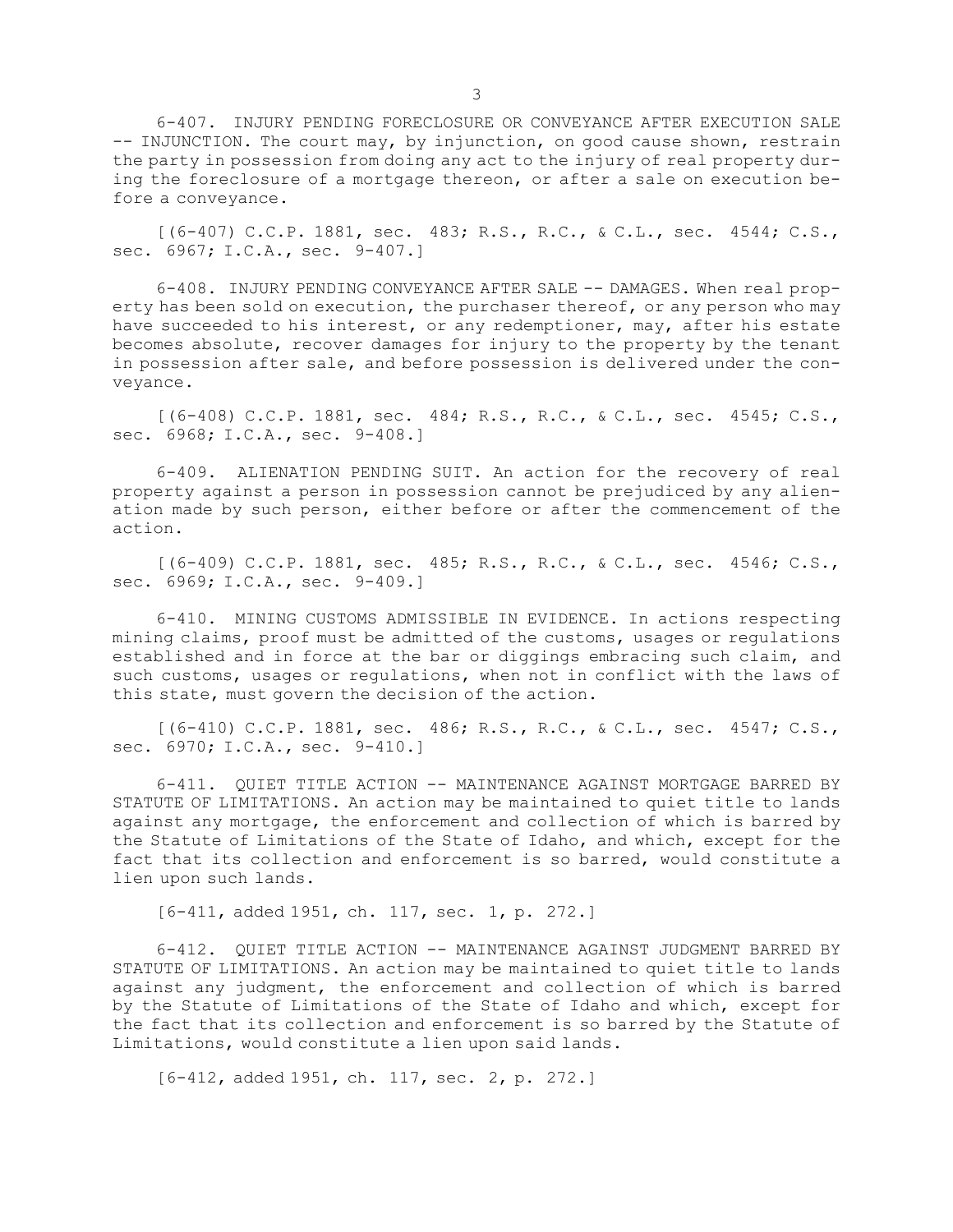6-407. INJURY PENDING FORECLOSURE OR CONVEYANCE AFTER EXECUTION SALE -- INJUNCTION. The court may, by injunction, on good cause shown, restrain the party in possession from doing any act to the injury of real property during the foreclosure of a mortgage thereon, or after a sale on execution before a conveyance.

[(6-407) C.C.P. 1881, sec. 483; R.S., R.C., & C.L., sec. 4544; C.S., sec. 6967; I.C.A., sec. 9-407.]

6-408. INJURY PENDING CONVEYANCE AFTER SALE -- DAMAGES. When real property has been sold on execution, the purchaser thereof, or any person who may have succeeded to his interest, or any redemptioner, may, after his estate becomes absolute, recover damages for injury to the property by the tenant in possession after sale, and before possession is delivered under the conveyance.

[(6-408) C.C.P. 1881, sec. 484; R.S., R.C., & C.L., sec. 4545; C.S., sec. 6968; I.C.A., sec. 9-408.]

6-409. ALIENATION PENDING SUIT. An action for the recovery of real property against a person in possession cannot be prejudiced by any alienation made by such person, either before or after the commencement of the action.

[(6-409) C.C.P. 1881, sec. 485; R.S., R.C., & C.L., sec. 4546; C.S., sec. 6969; I.C.A., sec. 9-409.]

6-410. MINING CUSTOMS ADMISSIBLE IN EVIDENCE. In actions respecting mining claims, proof must be admitted of the customs, usages or regulations established and in force at the bar or diggings embracing such claim, and such customs, usages or regulations, when not in conflict with the laws of this state, must govern the decision of the action.

[(6-410) C.C.P. 1881, sec. 486; R.S., R.C., & C.L., sec. 4547; C.S., sec. 6970; I.C.A., sec. 9-410.]

6-411. QUIET TITLE ACTION -- MAINTENANCE AGAINST MORTGAGE BARRED BY STATUTE OF LIMITATIONS. An action may be maintained to quiet title to lands against any mortgage, the enforcement and collection of which is barred by the Statute of Limitations of the State of Idaho, and which, except for the fact that its collection and enforcement is so barred, would constitute a lien upon such lands.

[6-411, added 1951, ch. 117, sec. 1, p. 272.]

6-412. QUIET TITLE ACTION -- MAINTENANCE AGAINST JUDGMENT BARRED BY STATUTE OF LIMITATIONS. An action may be maintained to quiet title to lands against any judgment, the enforcement and collection of which is barred by the Statute of Limitations of the State of Idaho and which, except for the fact that its collection and enforcement is so barred by the Statute of Limitations, would constitute a lien upon said lands.

[6-412, added 1951, ch. 117, sec. 2, p. 272.]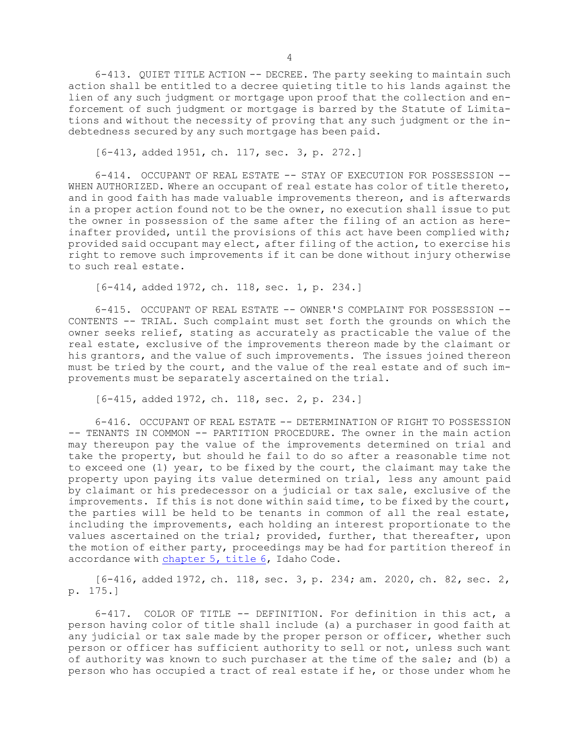6-413. QUIET TITLE ACTION -- DECREE. The party seeking to maintain such action shall be entitled to a decree quieting title to his lands against the lien of any such judgment or mortgage upon proof that the collection and enforcement of such judgment or mortgage is barred by the Statute of Limitations and without the necessity of proving that any such judgment or the indebtedness secured by any such mortgage has been paid.

[6-413, added 1951, ch. 117, sec. 3, p. 272.]

6-414. OCCUPANT OF REAL ESTATE -- STAY OF EXECUTION FOR POSSESSION -- WHEN AUTHORIZED. Where an occupant of real estate has color of title thereto, and in good faith has made valuable improvements thereon, and is afterwards in a proper action found not to be the owner, no execution shall issue to put the owner in possession of the same after the filing of an action as hereinafter provided, until the provisions of this act have been complied with; provided said occupant may elect, after filing of the action, to exercise his right to remove such improvements if it can be done without injury otherwise to such real estate.

[6-414, added 1972, ch. 118, sec. 1, p. 234.]

6-415. OCCUPANT OF REAL ESTATE -- OWNER'S COMPLAINT FOR POSSESSION -- CONTENTS -- TRIAL. Such complaint must set forth the grounds on which the owner seeks relief, stating as accurately as practicable the value of the real estate, exclusive of the improvements thereon made by the claimant or his grantors, and the value of such improvements. The issues joined thereon must be tried by the court, and the value of the real estate and of such improvements must be separately ascertained on the trial.

[6-415, added 1972, ch. 118, sec. 2, p. 234.]

6-416. OCCUPANT OF REAL ESTATE -- DETERMINATION OF RIGHT TO POSSESSION -- TENANTS IN COMMON -- PARTITION PROCEDURE. The owner in the main action may thereupon pay the value of the improvements determined on trial and take the property, but should he fail to do so after a reasonable time not to exceed one (1) year, to be fixed by the court, the claimant may take the property upon paying its value determined on trial, less any amount paid by claimant or his predecessor on a judicial or tax sale, exclusive of the improvements. If this is not done within said time, to be fixed by the court, the parties will be held to be tenants in common of all the real estate, including the improvements, each holding an interest proportionate to the values ascertained on the trial; provided, further, that thereafter, upon the motion of either party, proceedings may be had for partition thereof in accordance with chapter 5, title 6, Idaho Code.

[6-416, added 1972, ch. 118, sec. 3, p. 234; am. 2020, ch. 82, sec. 2, p. 175.]

6-417. COLOR OF TITLE -- DEFINITION. For definition in this act, a person having color of title shall include (a) a purchaser in good faith at any judicial or tax sale made by the proper person or officer, whether such person or officer has sufficient authority to sell or not, unless such want of authority was known to such purchaser at the time of the sale; and (b) a person who has occupied a tract of real estate if he, or those under whom he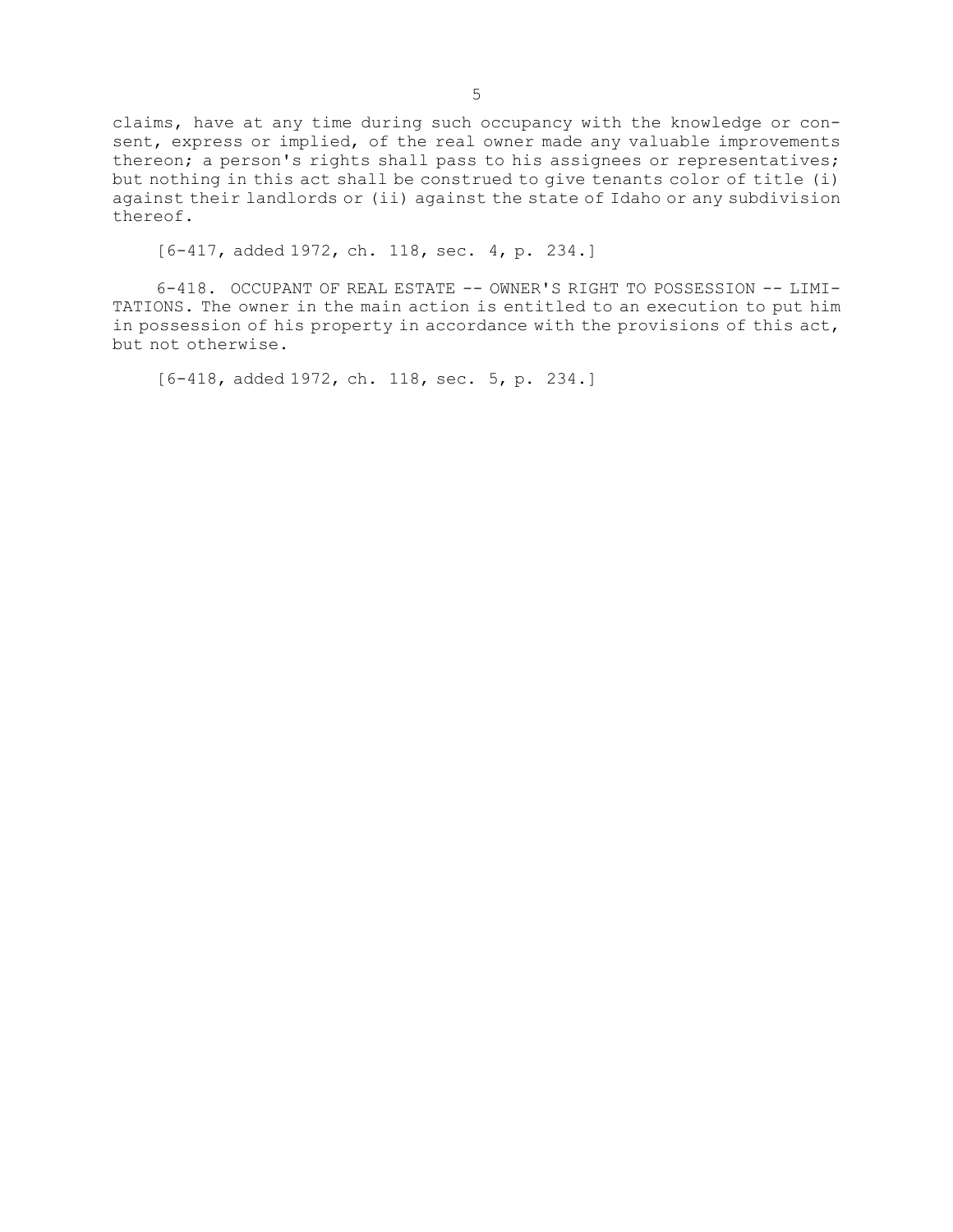claims, have at any time during such occupancy with the knowledge or consent, express or implied, of the real owner made any valuable improvements thereon; a person's rights shall pass to his assignees or representatives; but nothing in this act shall be construed to give tenants color of title (i) against their landlords or (ii) against the state of Idaho or any subdivision thereof.

[6-417, added 1972, ch. 118, sec. 4, p. 234.]

6-418. OCCUPANT OF REAL ESTATE -- OWNER'S RIGHT TO POSSESSION -- LIMITATIONS. The owner in the main action is entitled to an execution to put him in possession of his property in accordance with the provisions of this act, but not otherwise.

[6-418, added 1972, ch. 118, sec. 5, p. 234.]